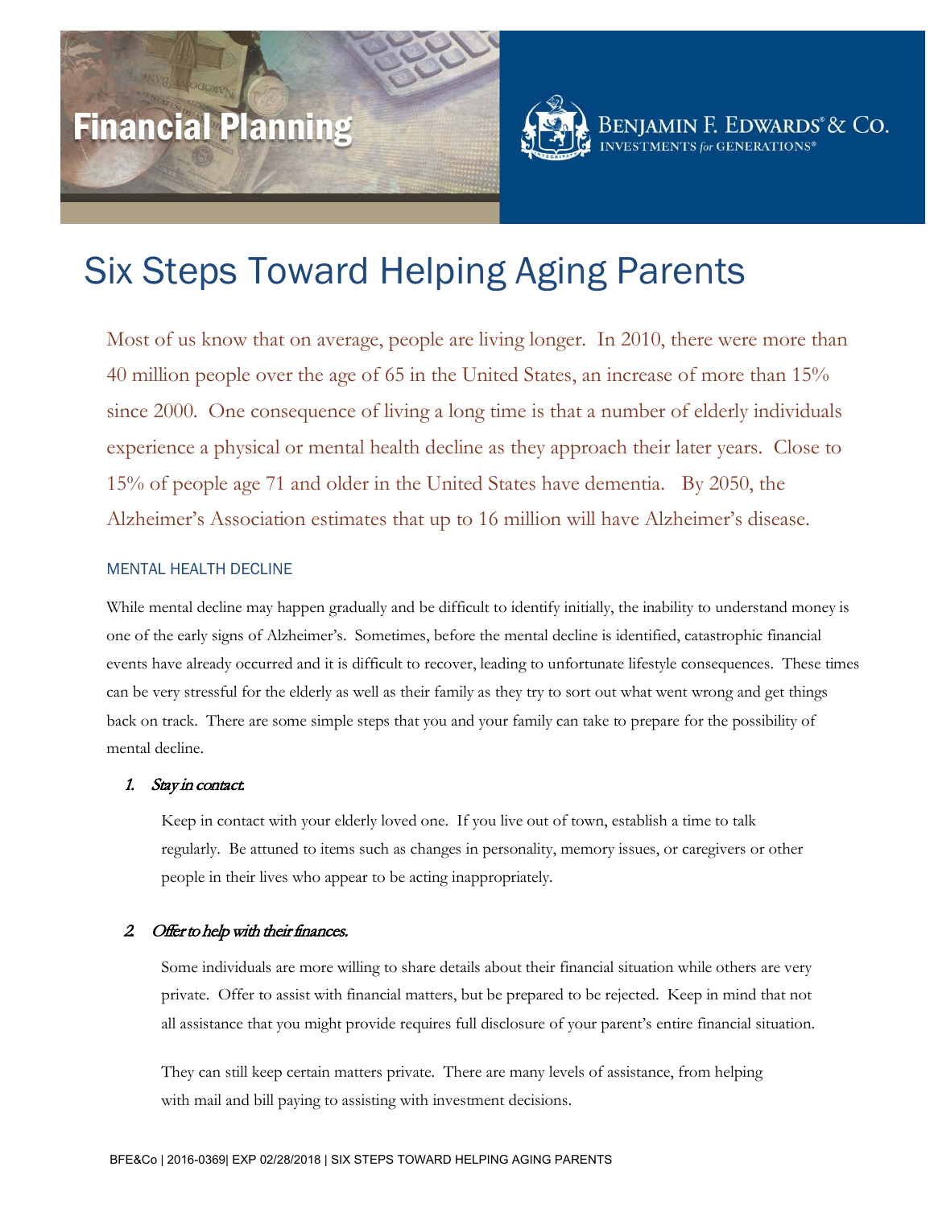Financial Planning

BENJAMIN F. EDWARDS® & CO.
INVESTMENTS for GENERATIONS®

# Six Steps Toward Helping Aging Parents

Most of us know that on average, people are living longer. In 2010, there were more than 40 million people over the age of 65 in the United States, an increase of more than 15% since 2000. One consequence of living a long time is that a number of elderly individuals experience a physical or mental health decline as they approach their later years. Close to 15% of people age 71 and older in the United States have dementia. By 2050, the Alzheimer's Association estimates that up to 16 million will have Alzheimer's disease.

## MENTAL HEALTH DECLINE

While mental decline may happen gradually and be difficult to identify initially, the inability to understand money is one of the early signs of Alzheimer's. Sometimes, before the mental decline is identified, catastrophic financial events have already occurred and it is difficult to recover, leading to unfortunate lifestyle consequences. These times can be very stressful for the elderly as well as their family as they try to sort out what went wrong and get things back on track. There are some simple steps that you and your family can take to prepare for the possibility of mental decline.

1. *Stay in contact.*

   Keep in contact with your elderly loved one. If you live out of town, establish a time to talk regularly. Be attuned to items such as changes in personality, memory issues, or caregivers or other people in their lives who appear to be acting inappropriately.

2. *Offer to help with their finances.*

   Some individuals are more willing to share details about their financial situation while others are very private. Offer to assist with financial matters, but be prepared to be rejected. Keep in mind that not all assistance that you might provide requires full disclosure of your parent's entire financial situation.

   They can still keep certain matters private. There are many levels of assistance, from helping with mail and bill paying to assisting with investment decisions.

BFE&Co | 2016-0369| EXP 02/28/2018 | SIX STEPS TOWARD HELPING AGING PARENTS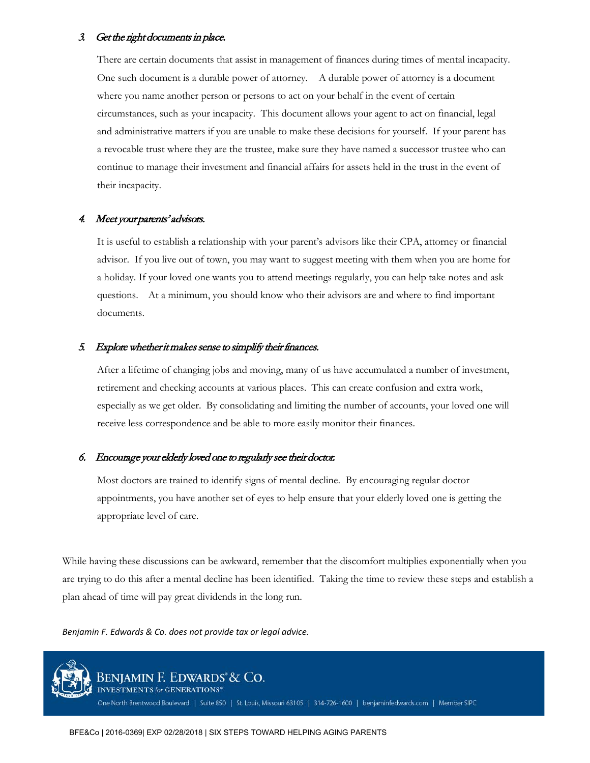3. *Get the right documents in place.*

   There are certain documents that assist in management of finances during times of mental incapacity. One such document is a durable power of attorney. A durable power of attorney is a document where you name another person or persons to act on your behalf in the event of certain circumstances, such as your incapacity. This document allows your agent to act on financial, legal and administrative matters if you are unable to make these decisions for yourself. If your parent has a revocable trust where they are the trustee, make sure they have named a successor trustee who can continue to manage their investment and financial affairs for assets held in the trust in the event of their incapacity.

4. *Meet your parents' advisors.*

   It is useful to establish a relationship with your parent's advisors like their CPA, attorney or financial advisor. If you live out of town, you may want to suggest meeting with them when you are home for a holiday. If your loved one wants you to attend meetings regularly, you can help take notes and ask questions. At a minimum, you should know who their advisors are and where to find important documents.

5. *Explore whether it makes sense to simplify their finances.*

   After a lifetime of changing jobs and moving, many of us have accumulated a number of investment, retirement and checking accounts at various places. This can create confusion and extra work, especially as we get older. By consolidating and limiting the number of accounts, your loved one will receive less correspondence and be able to more easily monitor their finances.

6. *Encourage your elderly loved one to regularly see their doctor.*

   Most doctors are trained to identify signs of mental decline. By encouraging regular doctor appointments, you have another set of eyes to help ensure that your elderly loved one is getting the appropriate level of care.

While having these discussions can be awkward, remember that the discomfort multiplies exponentially when you are trying to do this after a mental decline has been identified. Taking the time to review these steps and establish a plan ahead of time will pay great dividends in the long run.

*Benjamin F. Edwards & Co. does not provide tax or legal advice.*

BENJAMIN F. EDWARDS® & CO.
INVESTMENTS *for* GENERATIONS®
One North Brentwood Boulevard | Suite 850 | St. Louis, Missouri 63105 | 314-726-1600 | benjaminfedwards.com | Member SIPC

BFE&Co | 2016-0369| EXP 02/28/2018 | SIX STEPS TOWARD HELPING AGING PARENTS